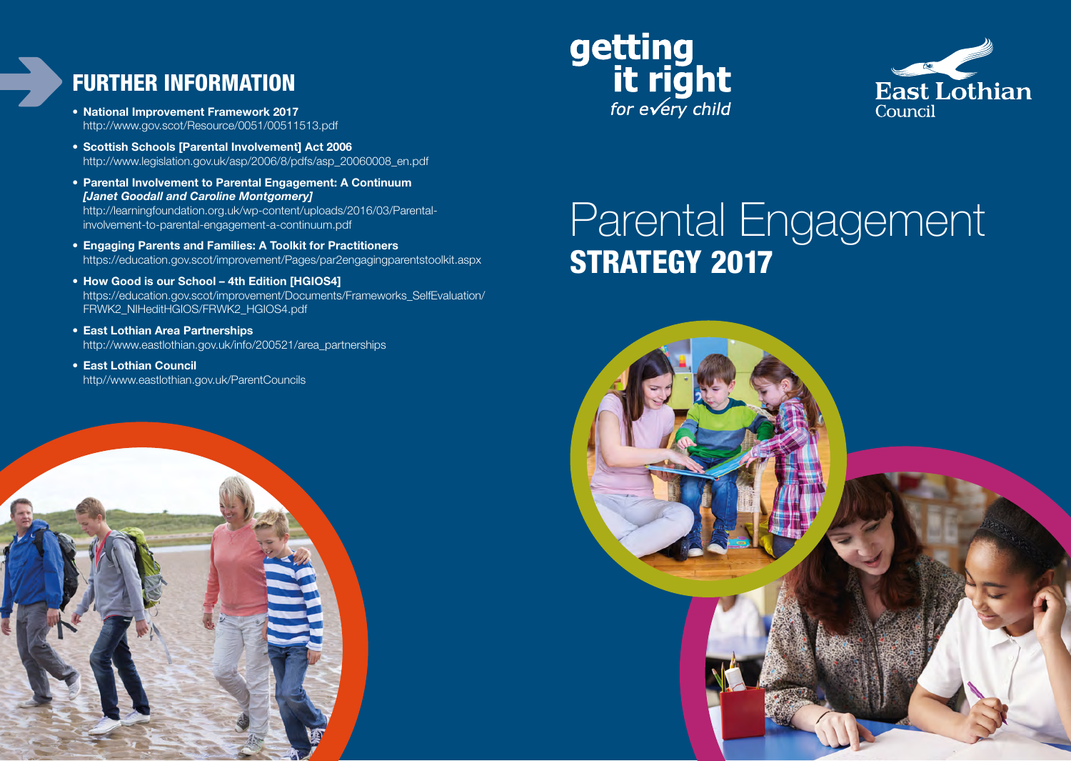## FURTHER INFORMATION

- **National Improvement Framework 2017**
  http://www.gov.scot/Resource/0051/00511513.pdf
- **Scottish Schools [Parental Involvement] Act 2006**
  http://www.legislation.gov.uk/asp/2006/8/pdfs/asp_20060008_en.pdf
- **Parental Involvement to Parental Engagement: A Continuum** ***[Janet Goodall and Caroline Montgomery]***
  http://learningfoundation.org.uk/wp-content/uploads/2016/03/Parental-involvement-to-parental-engagement-a-continuum.pdf
- **Engaging Parents and Families: A Toolkit for Practitioners**
  https://education.gov.scot/improvement/Pages/par2engagingparentstoolkit.aspx
- **How Good is our School – 4th Edition [HGIOS4]**
  https://education.gov.scot/improvement/Documents/Frameworks_SelfEvaluation/FRWK2_NIHeditHGIOS/FRWK2_HGIOS4.pdf
- **East Lothian Area Partnerships**
  http://www.eastlothian.gov.uk/info/200521/area_partnerships
- **East Lothian Council**
  http//www.eastlothian.gov.uk/ParentCouncils

getting it right for every child

East Lothian Council

# Parental Engagement

# STRATEGY 2017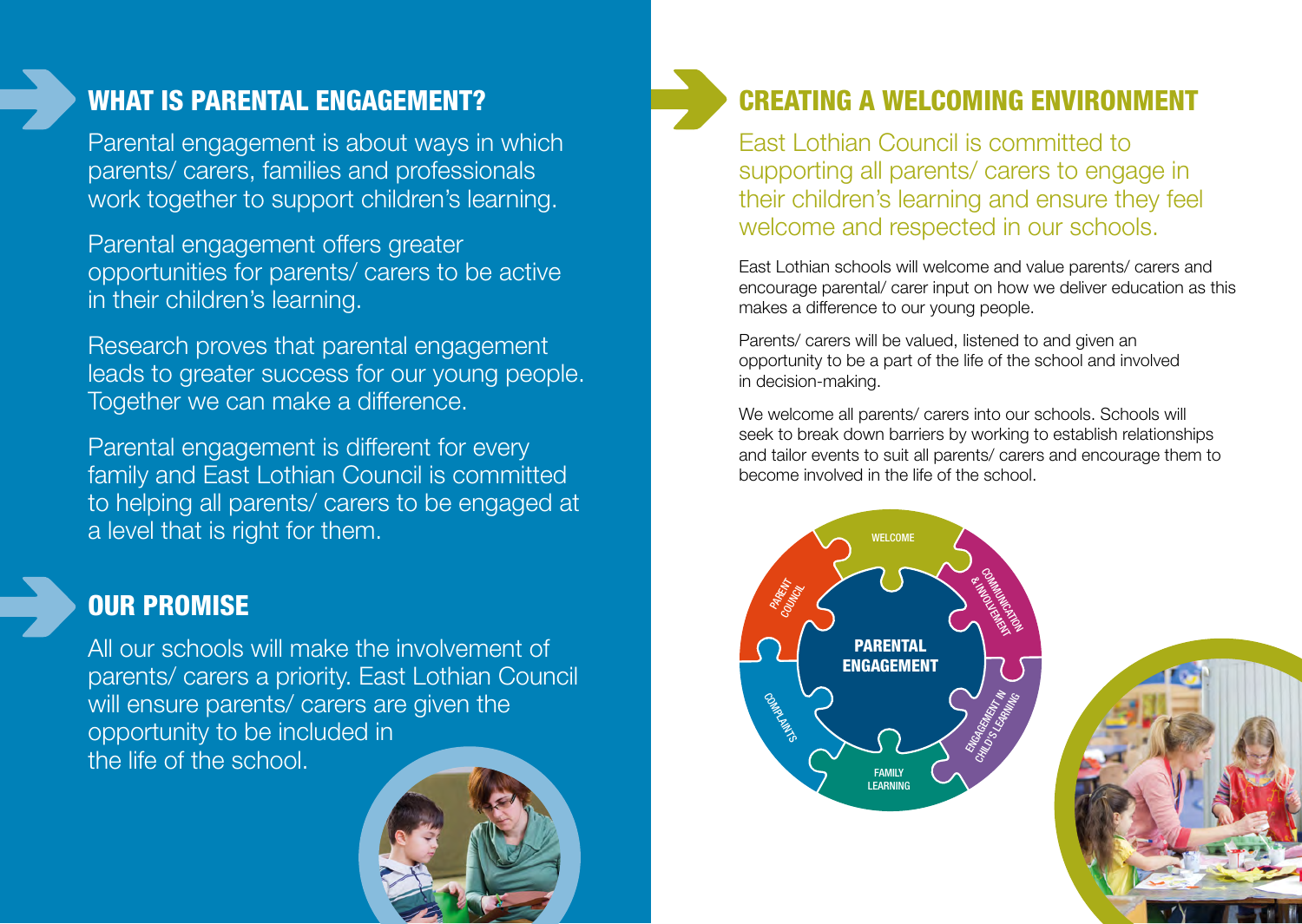## WHAT IS PARENTAL ENGAGEMENT?

Parental engagement is about ways in which parents/ carers, families and professionals work together to support children's learning.

Parental engagement offers greater opportunities for parents/ carers to be active in their children's learning.

Research proves that parental engagement leads to greater success for our young people. Together we can make a difference.

Parental engagement is different for every family and East Lothian Council is committed to helping all parents/ carers to be engaged at a level that is right for them.

## OUR PROMISE

All our schools will make the involvement of parents/ carers a priority. East Lothian Council will ensure parents/ carers are given the opportunity to be included in the life of the school.

## CREATING A WELCOMING ENVIRONMENT

East Lothian Council is committed to supporting all parents/ carers to engage in their children's learning and ensure they feel welcome and respected in our schools.

East Lothian schools will welcome and value parents/ carers and encourage parental/ carer input on how we deliver education as this makes a difference to our young people.

Parents/ carers will be valued, listened to and given an opportunity to be a part of the life of the school and involved in decision-making.

We welcome all parents/ carers into our schools. Schools will seek to break down barriers by working to establish relationships and tailor events to suit all parents/ carers and encourage them to become involved in the life of the school.

**PARENTAL ENGAGEMENT**

- WELCOME
- COMMUNICATION & INVOLVEMENT
- ENGAGEMENT IN CHILD'S LEARNING
- FAMILY LEARNING
- COMPLAINTS
- PARENT COUNCIL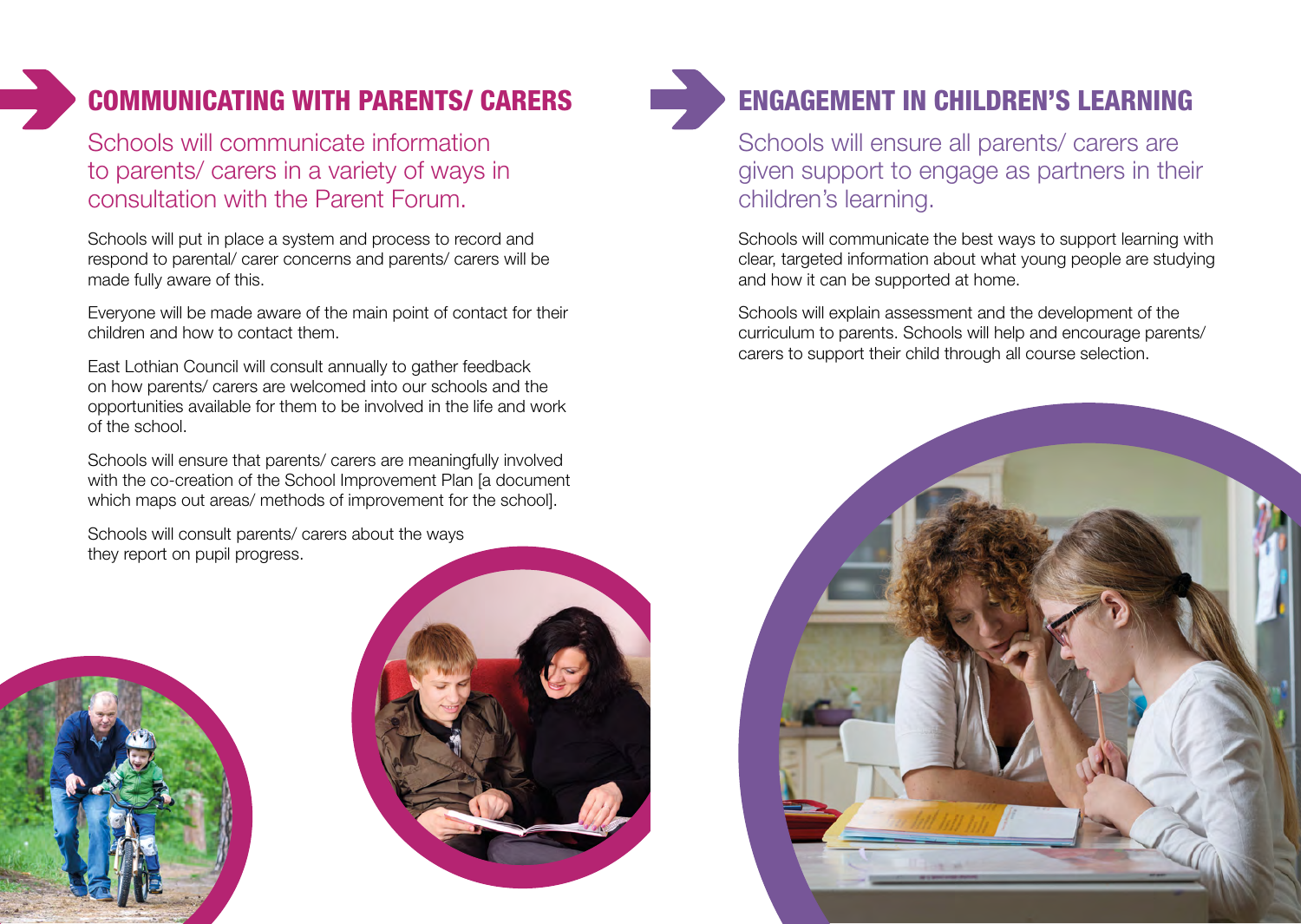## COMMUNICATING WITH PARENTS/ CARERS

Schools will communicate information to parents/ carers in a variety of ways in consultation with the Parent Forum.

Schools will put in place a system and process to record and respond to parental/ carer concerns and parents/ carers will be made fully aware of this.

Everyone will be made aware of the main point of contact for their children and how to contact them.

East Lothian Council will consult annually to gather feedback on how parents/ carers are welcomed into our schools and the opportunities available for them to be involved in the life and work of the school.

Schools will ensure that parents/ carers are meaningfully involved with the co-creation of the School Improvement Plan [a document which maps out areas/ methods of improvement for the school].

Schools will consult parents/ carers about the ways they report on pupil progress.

## ENGAGEMENT IN CHILDREN'S LEARNING

Schools will ensure all parents/ carers are given support to engage as partners in their children's learning.

Schools will communicate the best ways to support learning with clear, targeted information about what young people are studying and how it can be supported at home.

Schools will explain assessment and the development of the curriculum to parents. Schools will help and encourage parents/ carers to support their child through all course selection.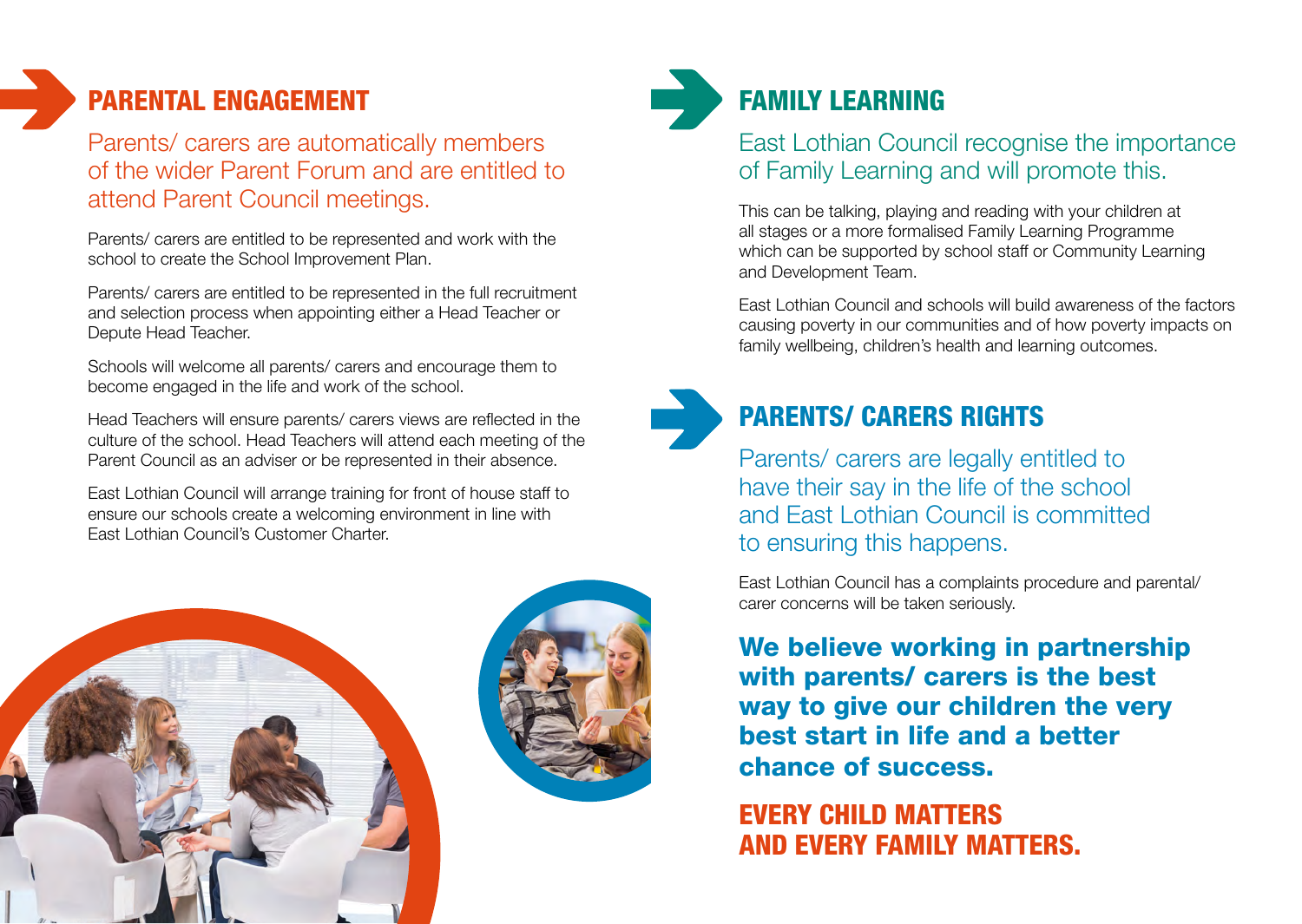## PARENTAL ENGAGEMENT

Parents/ carers are automatically members of the wider Parent Forum and are entitled to attend Parent Council meetings.

Parents/ carers are entitled to be represented and work with the school to create the School Improvement Plan.

Parents/ carers are entitled to be represented in the full recruitment and selection process when appointing either a Head Teacher or Depute Head Teacher.

Schools will welcome all parents/ carers and encourage them to become engaged in the life and work of the school.

Head Teachers will ensure parents/ carers views are reflected in the culture of the school. Head Teachers will attend each meeting of the Parent Council as an adviser or be represented in their absence.

East Lothian Council will arrange training for front of house staff to ensure our schools create a welcoming environment in line with East Lothian Council's Customer Charter.

## FAMILY LEARNING

East Lothian Council recognise the importance of Family Learning and will promote this.

This can be talking, playing and reading with your children at all stages or a more formalised Family Learning Programme which can be supported by school staff or Community Learning and Development Team.

East Lothian Council and schools will build awareness of the factors causing poverty in our communities and of how poverty impacts on family wellbeing, children's health and learning outcomes.

## PARENTS/ CARERS RIGHTS

Parents/ carers are legally entitled to have their say in the life of the school and East Lothian Council is committed to ensuring this happens.

East Lothian Council has a complaints procedure and parental/ carer concerns will be taken seriously.

**We believe working in partnership with parents/ carers is the best way to give our children the very best start in life and a better chance of success.**

**EVERY CHILD MATTERS AND EVERY FAMILY MATTERS.**